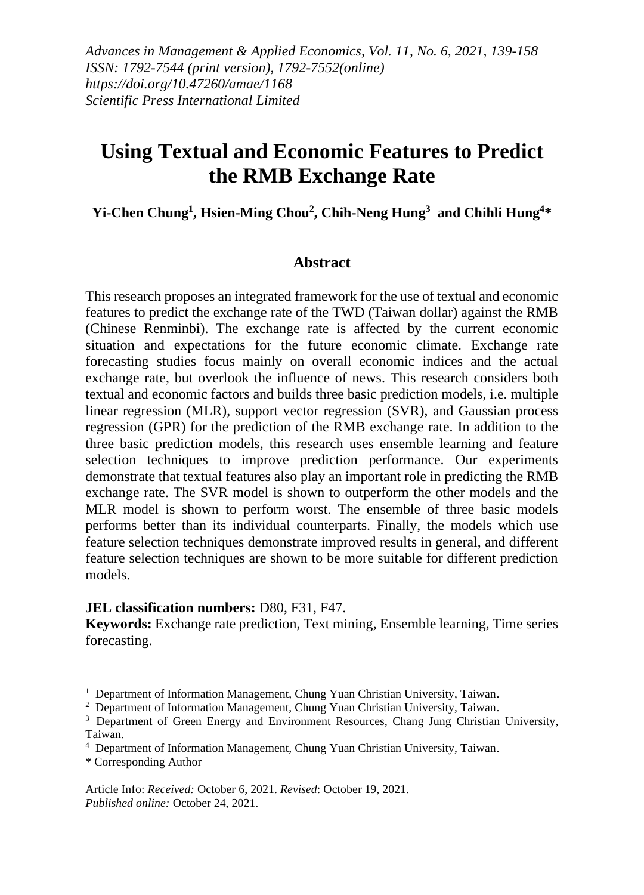*Advances in Management & Applied Economics, Vol. 11, No. 6, 2021, 139-158*
*ISSN: 1792-7544 (print version), 1792-7552(online)*
*https://doi.org/10.47260/amae/1168*
*Scientific Press International Limited*

# Using Textual and Economic Features to Predict the RMB Exchange Rate

**Yi-Chen Chung[1], Hsien-Ming Chou[2], Chih-Neng Hung[3] and Chihli Hung[4]\***

## Abstract

This research proposes an integrated framework for the use of textual and economic features to predict the exchange rate of the TWD (Taiwan dollar) against the RMB (Chinese Renminbi). The exchange rate is affected by the current economic situation and expectations for the future economic climate. Exchange rate forecasting studies focus mainly on overall economic indices and the actual exchange rate, but overlook the influence of news. This research considers both textual and economic factors and builds three basic prediction models, i.e. multiple linear regression (MLR), support vector regression (SVR), and Gaussian process regression (GPR) for the prediction of the RMB exchange rate. In addition to the three basic prediction models, this research uses ensemble learning and feature selection techniques to improve prediction performance. Our experiments demonstrate that textual features also play an important role in predicting the RMB exchange rate. The SVR model is shown to outperform the other models and the MLR model is shown to perform worst. The ensemble of three basic models performs better than its individual counterparts. Finally, the models which use feature selection techniques demonstrate improved results in general, and different feature selection techniques are shown to be more suitable for different prediction models.

**JEL classification numbers:** D80, F31, F47.
**Keywords:** Exchange rate prediction, Text mining, Ensemble learning, Time series forecasting.

---

[1] Department of Information Management, Chung Yuan Christian University, Taiwan.
[2] Department of Information Management, Chung Yuan Christian University, Taiwan.
[3] Department of Green Energy and Environment Resources, Chang Jung Christian University, Taiwan.
[4] Department of Information Management, Chung Yuan Christian University, Taiwan.
\* Corresponding Author

Article Info: *Received:* October 6, 2021. *Revised*: October 19, 2021.
*Published online:* October 24, 2021.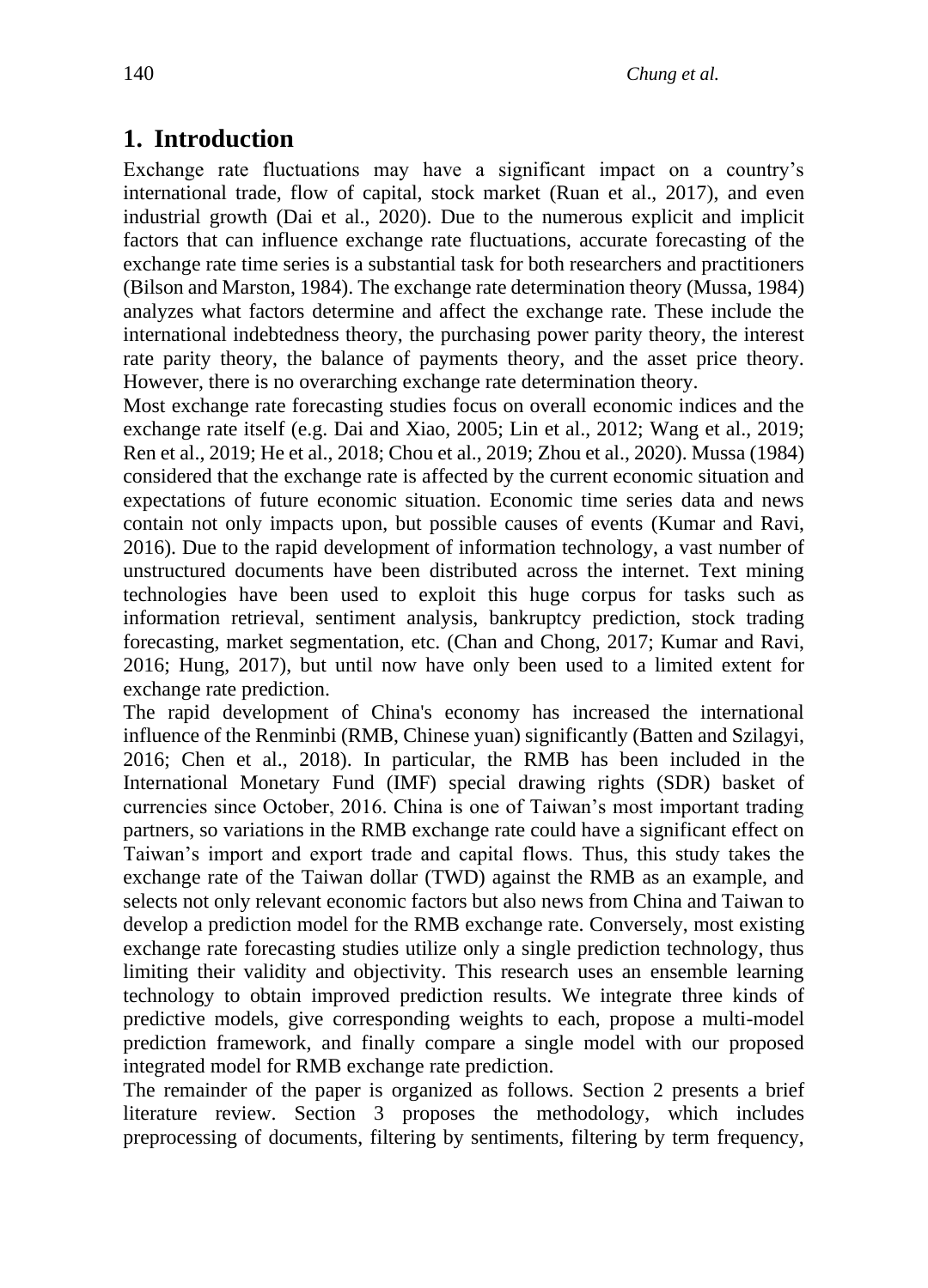## 1. Introduction

Exchange rate fluctuations may have a significant impact on a country's international trade, flow of capital, stock market (Ruan et al., 2017), and even industrial growth (Dai et al., 2020). Due to the numerous explicit and implicit factors that can influence exchange rate fluctuations, accurate forecasting of the exchange rate time series is a substantial task for both researchers and practitioners (Bilson and Marston, 1984). The exchange rate determination theory (Mussa, 1984) analyzes what factors determine and affect the exchange rate. These include the international indebtedness theory, the purchasing power parity theory, the interest rate parity theory, the balance of payments theory, and the asset price theory. However, there is no overarching exchange rate determination theory.

Most exchange rate forecasting studies focus on overall economic indices and the exchange rate itself (e.g. Dai and Xiao, 2005; Lin et al., 2012; Wang et al., 2019; Ren et al., 2019; He et al., 2018; Chou et al., 2019; Zhou et al., 2020). Mussa (1984) considered that the exchange rate is affected by the current economic situation and expectations of future economic situation. Economic time series data and news contain not only impacts upon, but possible causes of events (Kumar and Ravi, 2016). Due to the rapid development of information technology, a vast number of unstructured documents have been distributed across the internet. Text mining technologies have been used to exploit this huge corpus for tasks such as information retrieval, sentiment analysis, bankruptcy prediction, stock trading forecasting, market segmentation, etc. (Chan and Chong, 2017; Kumar and Ravi, 2016; Hung, 2017), but until now have only been used to a limited extent for exchange rate prediction.

The rapid development of China's economy has increased the international influence of the Renminbi (RMB, Chinese yuan) significantly (Batten and Szilagyi, 2016; Chen et al., 2018). In particular, the RMB has been included in the International Monetary Fund (IMF) special drawing rights (SDR) basket of currencies since October, 2016. China is one of Taiwan's most important trading partners, so variations in the RMB exchange rate could have a significant effect on Taiwan's import and export trade and capital flows. Thus, this study takes the exchange rate of the Taiwan dollar (TWD) against the RMB as an example, and selects not only relevant economic factors but also news from China and Taiwan to develop a prediction model for the RMB exchange rate. Conversely, most existing exchange rate forecasting studies utilize only a single prediction technology, thus limiting their validity and objectivity. This research uses an ensemble learning technology to obtain improved prediction results. We integrate three kinds of predictive models, give corresponding weights to each, propose a multi-model prediction framework, and finally compare a single model with our proposed integrated model for RMB exchange rate prediction.

The remainder of the paper is organized as follows. Section 2 presents a brief literature review. Section 3 proposes the methodology, which includes preprocessing of documents, filtering by sentiments, filtering by term frequency,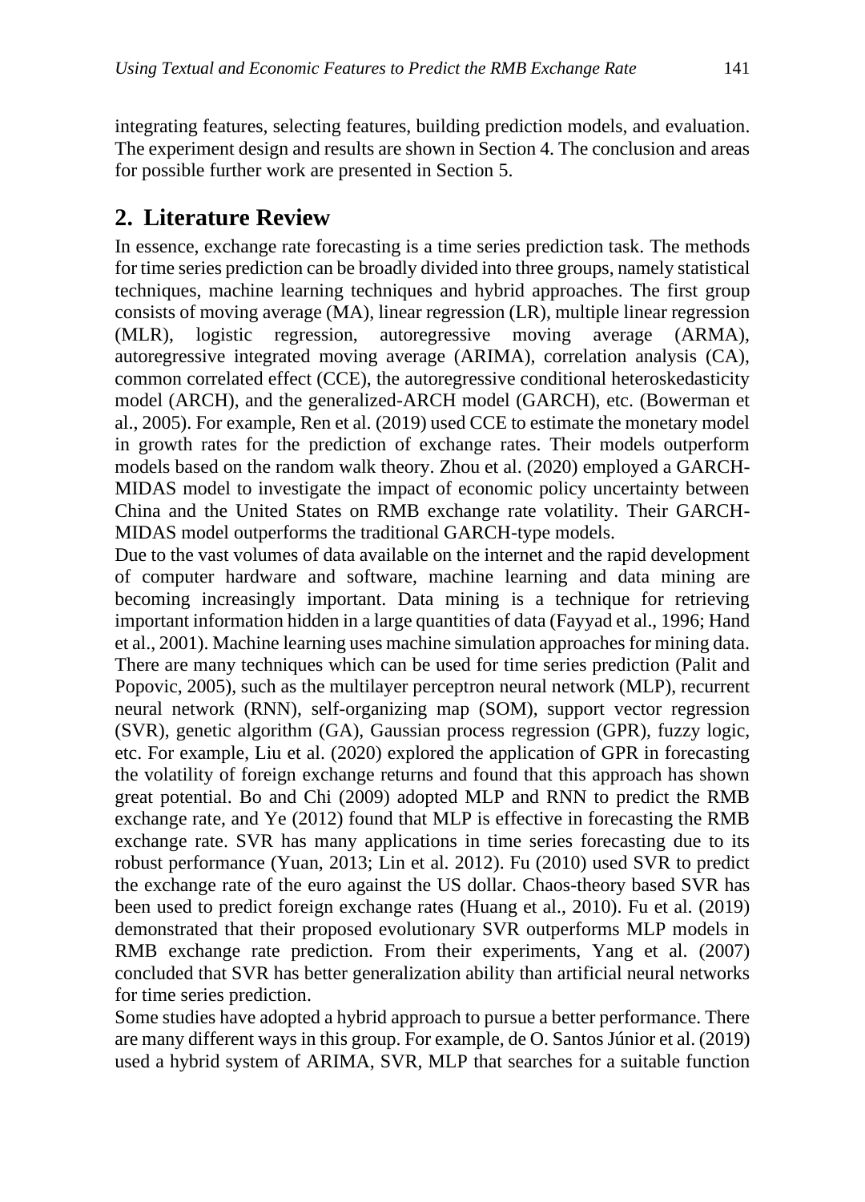integrating features, selecting features, building prediction models, and evaluation. The experiment design and results are shown in Section 4. The conclusion and areas for possible further work are presented in Section 5.

## 2. Literature Review

In essence, exchange rate forecasting is a time series prediction task. The methods for time series prediction can be broadly divided into three groups, namely statistical techniques, machine learning techniques and hybrid approaches. The first group consists of moving average (MA), linear regression (LR), multiple linear regression (MLR), logistic regression, autoregressive moving average (ARMA), autoregressive integrated moving average (ARIMA), correlation analysis (CA), common correlated effect (CCE), the autoregressive conditional heteroskedasticity model (ARCH), and the generalized-ARCH model (GARCH), etc. (Bowerman et al., 2005). For example, Ren et al. (2019) used CCE to estimate the monetary model in growth rates for the prediction of exchange rates. Their models outperform models based on the random walk theory. Zhou et al. (2020) employed a GARCH-MIDAS model to investigate the impact of economic policy uncertainty between China and the United States on RMB exchange rate volatility. Their GARCH-MIDAS model outperforms the traditional GARCH-type models.

Due to the vast volumes of data available on the internet and the rapid development of computer hardware and software, machine learning and data mining are becoming increasingly important. Data mining is a technique for retrieving important information hidden in a large quantities of data (Fayyad et al., 1996; Hand et al., 2001). Machine learning uses machine simulation approaches for mining data. There are many techniques which can be used for time series prediction (Palit and Popovic, 2005), such as the multilayer perceptron neural network (MLP), recurrent neural network (RNN), self-organizing map (SOM), support vector regression (SVR), genetic algorithm (GA), Gaussian process regression (GPR), fuzzy logic, etc. For example, Liu et al. (2020) explored the application of GPR in forecasting the volatility of foreign exchange returns and found that this approach has shown great potential. Bo and Chi (2009) adopted MLP and RNN to predict the RMB exchange rate, and Ye (2012) found that MLP is effective in forecasting the RMB exchange rate. SVR has many applications in time series forecasting due to its robust performance (Yuan, 2013; Lin et al. 2012). Fu (2010) used SVR to predict the exchange rate of the euro against the US dollar. Chaos-theory based SVR has been used to predict foreign exchange rates (Huang et al., 2010). Fu et al. (2019) demonstrated that their proposed evolutionary SVR outperforms MLP models in RMB exchange rate prediction. From their experiments, Yang et al. (2007) concluded that SVR has better generalization ability than artificial neural networks for time series prediction.

Some studies have adopted a hybrid approach to pursue a better performance. There are many different ways in this group. For example, de O. Santos Júnior et al. (2019) used a hybrid system of ARIMA, SVR, MLP that searches for a suitable function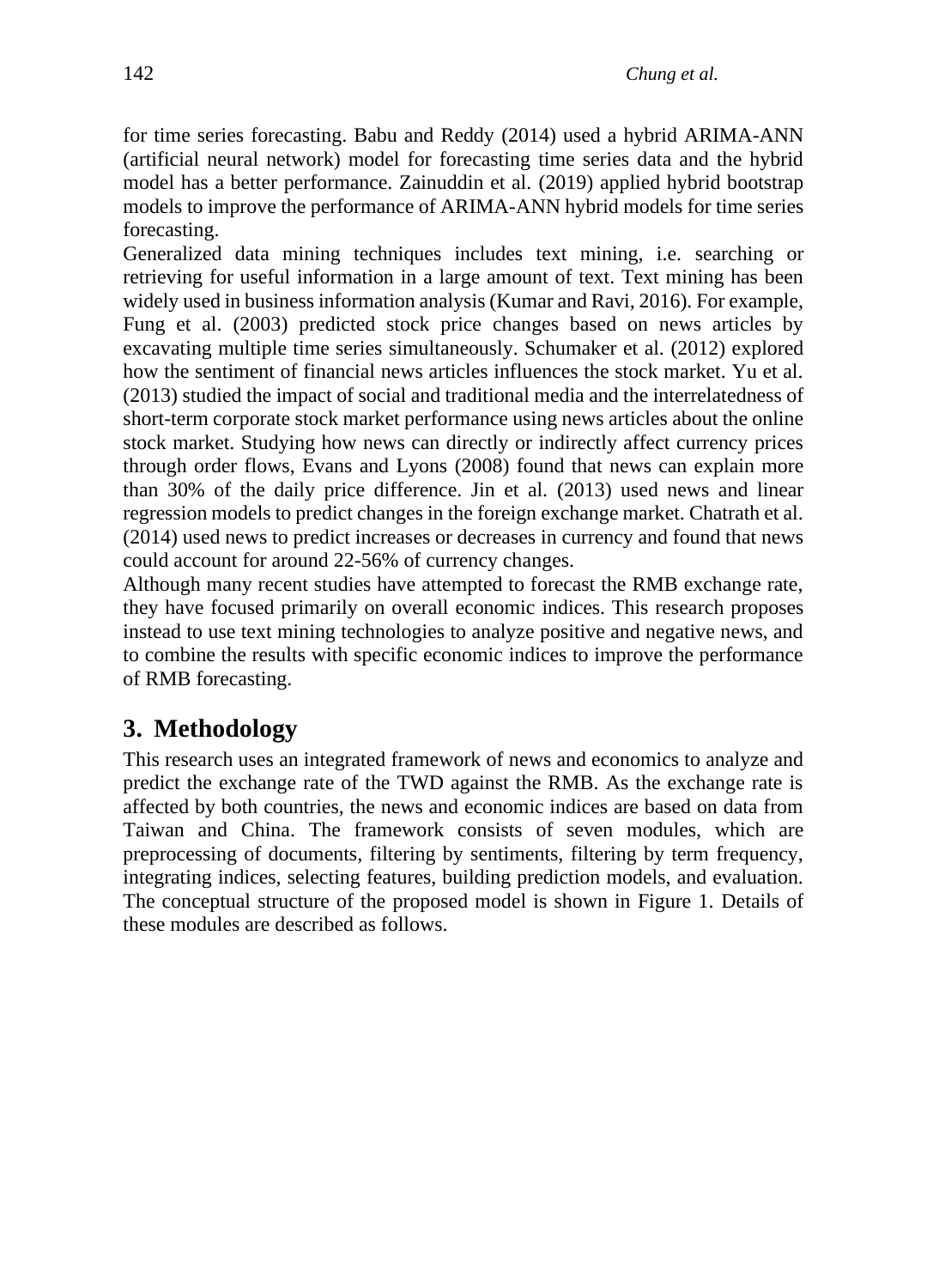for time series forecasting. Babu and Reddy (2014) used a hybrid ARIMA-ANN (artificial neural network) model for forecasting time series data and the hybrid model has a better performance. Zainuddin et al. (2019) applied hybrid bootstrap models to improve the performance of ARIMA-ANN hybrid models for time series forecasting.

Generalized data mining techniques includes text mining, i.e. searching or retrieving for useful information in a large amount of text. Text mining has been widely used in business information analysis (Kumar and Ravi, 2016). For example, Fung et al. (2003) predicted stock price changes based on news articles by excavating multiple time series simultaneously. Schumaker et al. (2012) explored how the sentiment of financial news articles influences the stock market. Yu et al. (2013) studied the impact of social and traditional media and the interrelatedness of short-term corporate stock market performance using news articles about the online stock market. Studying how news can directly or indirectly affect currency prices through order flows, Evans and Lyons (2008) found that news can explain more than 30% of the daily price difference. Jin et al. (2013) used news and linear regression models to predict changes in the foreign exchange market. Chatrath et al. (2014) used news to predict increases or decreases in currency and found that news could account for around 22-56% of currency changes.

Although many recent studies have attempted to forecast the RMB exchange rate, they have focused primarily on overall economic indices. This research proposes instead to use text mining technologies to analyze positive and negative news, and to combine the results with specific economic indices to improve the performance of RMB forecasting.

## 3. Methodology

This research uses an integrated framework of news and economics to analyze and predict the exchange rate of the TWD against the RMB. As the exchange rate is affected by both countries, the news and economic indices are based on data from Taiwan and China. The framework consists of seven modules, which are preprocessing of documents, filtering by sentiments, filtering by term frequency, integrating indices, selecting features, building prediction models, and evaluation. The conceptual structure of the proposed model is shown in Figure 1. Details of these modules are described as follows.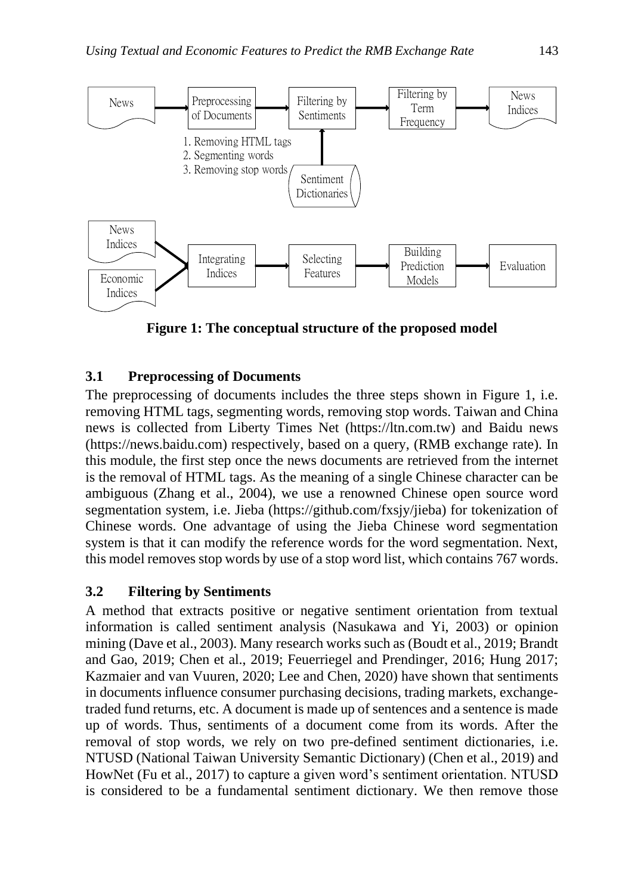Figure 1: The conceptual structure of the proposed model

### 3.1 Preprocessing of Documents

The preprocessing of documents includes the three steps shown in Figure 1, i.e. removing HTML tags, segmenting words, removing stop words. Taiwan and China news is collected from Liberty Times Net (https://ltn.com.tw) and Baidu news (https://news.baidu.com) respectively, based on a query, (RMB exchange rate). In this module, the first step once the news documents are retrieved from the internet is the removal of HTML tags. As the meaning of a single Chinese character can be ambiguous (Zhang et al., 2004), we use a renowned Chinese open source word segmentation system, i.e. Jieba (https://github.com/fxsjy/jieba) for tokenization of Chinese words. One advantage of using the Jieba Chinese word segmentation system is that it can modify the reference words for the word segmentation. Next, this model removes stop words by use of a stop word list, which contains 767 words.

### 3.2 Filtering by Sentiments

A method that extracts positive or negative sentiment orientation from textual information is called sentiment analysis (Nasukawa and Yi, 2003) or opinion mining (Dave et al., 2003). Many research works such as (Boudt et al., 2019; Brandt and Gao, 2019; Chen et al., 2019; Feuerriegel and Prendinger, 2016; Hung 2017; Kazmaier and van Vuuren, 2020; Lee and Chen, 2020) have shown that sentiments in documents influence consumer purchasing decisions, trading markets, exchange-traded fund returns, etc. A document is made up of sentences and a sentence is made up of words. Thus, sentiments of a document come from its words. After the removal of stop words, we rely on two pre-defined sentiment dictionaries, i.e. NTUSD (National Taiwan University Semantic Dictionary) (Chen et al., 2019) and HowNet (Fu et al., 2017) to capture a given word's sentiment orientation. NTUSD is considered to be a fundamental sentiment dictionary. We then remove those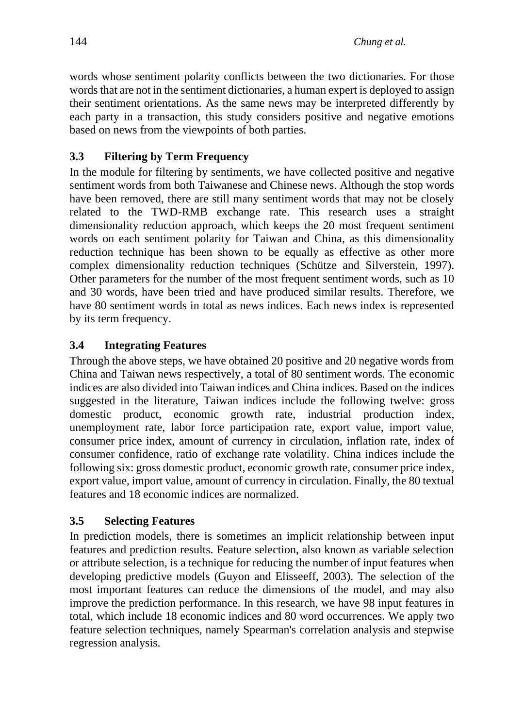words whose sentiment polarity conflicts between the two dictionaries. For those words that are not in the sentiment dictionaries, a human expert is deployed to assign their sentiment orientations. As the same news may be interpreted differently by each party in a transaction, this study considers positive and negative emotions based on news from the viewpoints of both parties.

### 3.3 Filtering by Term Frequency

In the module for filtering by sentiments, we have collected positive and negative sentiment words from both Taiwanese and Chinese news. Although the stop words have been removed, there are still many sentiment words that may not be closely related to the TWD-RMB exchange rate. This research uses a straight dimensionality reduction approach, which keeps the 20 most frequent sentiment words on each sentiment polarity for Taiwan and China, as this dimensionality reduction technique has been shown to be equally as effective as other more complex dimensionality reduction techniques (Schütze and Silverstein, 1997). Other parameters for the number of the most frequent sentiment words, such as 10 and 30 words, have been tried and have produced similar results. Therefore, we have 80 sentiment words in total as news indices. Each news index is represented by its term frequency.

### 3.4 Integrating Features

Through the above steps, we have obtained 20 positive and 20 negative words from China and Taiwan news respectively, a total of 80 sentiment words. The economic indices are also divided into Taiwan indices and China indices. Based on the indices suggested in the literature, Taiwan indices include the following twelve: gross domestic product, economic growth rate, industrial production index, unemployment rate, labor force participation rate, export value, import value, consumer price index, amount of currency in circulation, inflation rate, index of consumer confidence, ratio of exchange rate volatility. China indices include the following six: gross domestic product, economic growth rate, consumer price index, export value, import value, amount of currency in circulation. Finally, the 80 textual features and 18 economic indices are normalized.

### 3.5 Selecting Features

In prediction models, there is sometimes an implicit relationship between input features and prediction results. Feature selection, also known as variable selection or attribute selection, is a technique for reducing the number of input features when developing predictive models (Guyon and Elisseeff, 2003). The selection of the most important features can reduce the dimensions of the model, and may also improve the prediction performance. In this research, we have 98 input features in total, which include 18 economic indices and 80 word occurrences. We apply two feature selection techniques, namely Spearman's correlation analysis and stepwise regression analysis.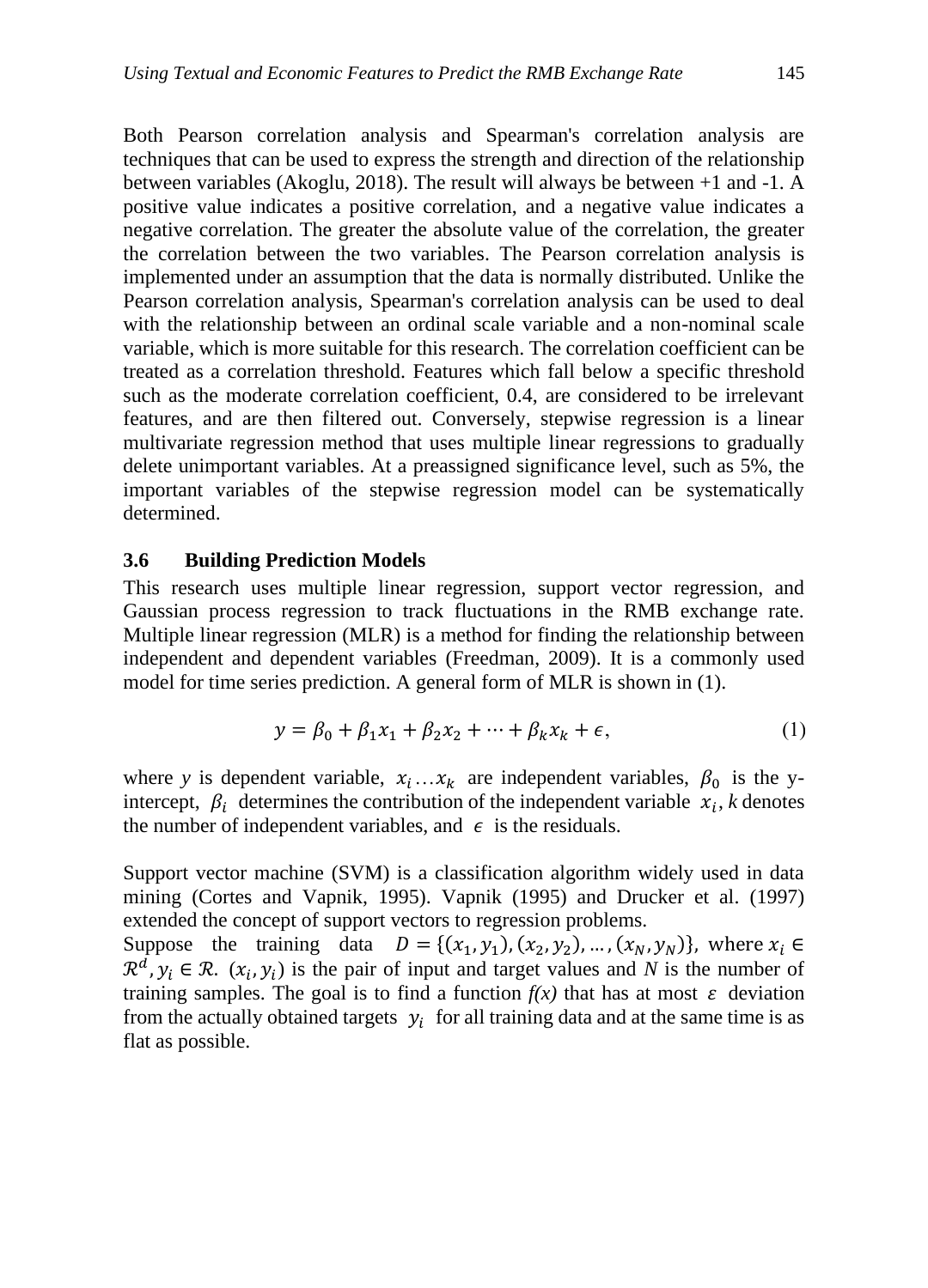Both Pearson correlation analysis and Spearman's correlation analysis are techniques that can be used to express the strength and direction of the relationship between variables (Akoglu, 2018). The result will always be between +1 and -1. A positive value indicates a positive correlation, and a negative value indicates a negative correlation. The greater the absolute value of the correlation, the greater the correlation between the two variables. The Pearson correlation analysis is implemented under an assumption that the data is normally distributed. Unlike the Pearson correlation analysis, Spearman's correlation analysis can be used to deal with the relationship between an ordinal scale variable and a non-nominal scale variable, which is more suitable for this research. The correlation coefficient can be treated as a correlation threshold. Features which fall below a specific threshold such as the moderate correlation coefficient, 0.4, are considered to be irrelevant features, and are then filtered out. Conversely, stepwise regression is a linear multivariate regression method that uses multiple linear regressions to gradually delete unimportant variables. At a preassigned significance level, such as 5%, the important variables of the stepwise regression model can be systematically determined.

### 3.6 Building Prediction Models

This research uses multiple linear regression, support vector regression, and Gaussian process regression to track fluctuations in the RMB exchange rate. Multiple linear regression (MLR) is a method for finding the relationship between independent and dependent variables (Freedman, 2009). It is a commonly used model for time series prediction. A general form of MLR is shown in (1).

$$y = \beta_0 + \beta_1 x_1 + \beta_2 x_2 + \cdots + \beta_k x_k + \epsilon, \tag{1}$$

where *y* is dependent variable, $x_i \ldots x_k$ are independent variables, $\beta_0$ is the y-intercept, $\beta_i$ determines the contribution of the independent variable $x_i$, *k* denotes the number of independent variables, and $\epsilon$ is the residuals.

Support vector machine (SVM) is a classification algorithm widely used in data mining (Cortes and Vapnik, 1995). Vapnik (1995) and Drucker et al. (1997) extended the concept of support vectors to regression problems.
Suppose the training data $D = \{(x_1, y_1), (x_2, y_2), \ldots, (x_N, y_N)\}$, where $x_i \in \mathcal{R}^d$, $y_i \in \mathcal{R}$. $(x_i, y_i)$ is the pair of input and target values and *N* is the number of training samples. The goal is to find a function *f(x)* that has at most $\varepsilon$ deviation from the actually obtained targets $y_i$ for all training data and at the same time is as flat as possible.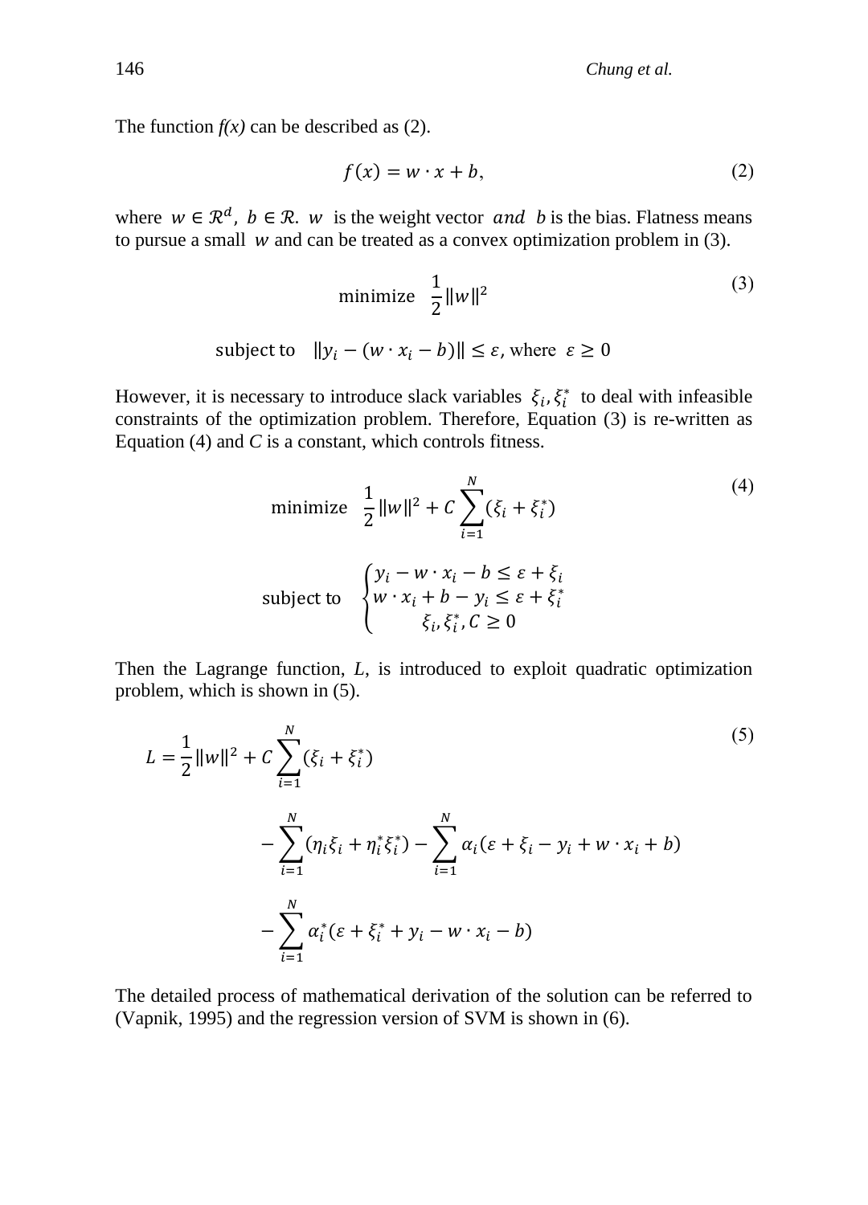The function $f(x)$ can be described as (2).

$$f(x) = w \cdot x + b, \tag{2}$$

where $w \in \mathcal{R}^d$, $b \in \mathcal{R}$. $w$ is the weight vector $and$ $b$ is the bias. Flatness means to pursue a small $w$ and can be treated as a convex optimization problem in (3).

$$\begin{gathered}\text{minimize} \quad \frac{1}{2}\|w\|^2 \\ \text{subject to} \quad \|y_i - (w \cdot x_i - b)\| \leq \varepsilon, \text{ where } \varepsilon \geq 0\end{gathered} \tag{3}$$

However, it is necessary to introduce slack variables $\xi_i, \xi_i^*$ to deal with infeasible constraints of the optimization problem. Therefore, Equation (3) is re-written as Equation (4) and $C$ is a constant, which controls fitness.

$$\begin{gathered}\text{minimize} \quad \frac{1}{2}\|w\|^2 + C\sum_{i=1}^{N}(\xi_i + \xi_i^*) \\ \text{subject to} \quad \begin{cases} y_i - w \cdot x_i - b \leq \varepsilon + \xi_i \\ w \cdot x_i + b - y_i \leq \varepsilon + \xi_i^* \\ \xi_i, \xi_i^*, C \geq 0 \end{cases}\end{gathered} \tag{4}$$

Then the Lagrange function, $L$, is introduced to exploit quadratic optimization problem, which is shown in (5).

$$\begin{aligned} L = \frac{1}{2}\|w\|^2 &+ C\sum_{i=1}^{N}(\xi_i + \xi_i^*) \\ &- \sum_{i=1}^{N}(\eta_i\xi_i + \eta_i^*\xi_i^*) - \sum_{i=1}^{N}\alpha_i(\varepsilon + \xi_i - y_i + w \cdot x_i + b) \\ &- \sum_{i=1}^{N}\alpha_i^*(\varepsilon + \xi_i^* + y_i - w \cdot x_i - b) \end{aligned} \tag{5}$$

The detailed process of mathematical derivation of the solution can be referred to (Vapnik, 1995) and the regression version of SVM is shown in (6).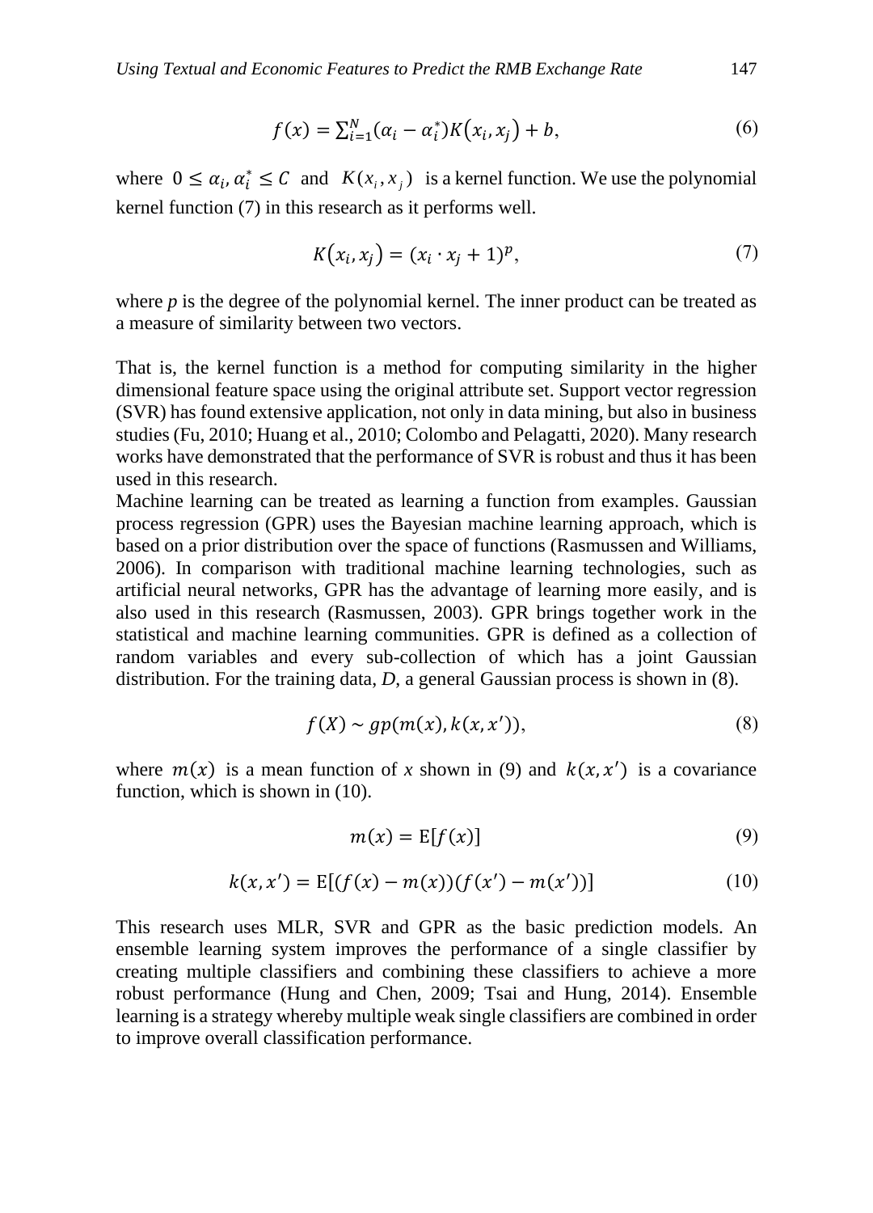$$f(x) = \sum_{i=1}^{N} (\alpha_i - \alpha_i^*) K(x_i, x_j) + b, \tag{6}$$

where $0 \leq \alpha_i, \alpha_i^* \leq C$ and $K(x_i, x_j)$ is a kernel function. We use the polynomial kernel function (7) in this research as it performs well.

$$K(x_i, x_j) = (x_i \cdot x_j + 1)^p, \tag{7}$$

where $p$ is the degree of the polynomial kernel. The inner product can be treated as a measure of similarity between two vectors.

That is, the kernel function is a method for computing similarity in the higher dimensional feature space using the original attribute set. Support vector regression (SVR) has found extensive application, not only in data mining, but also in business studies (Fu, 2010; Huang et al., 2010; Colombo and Pelagatti, 2020). Many research works have demonstrated that the performance of SVR is robust and thus it has been used in this research.

Machine learning can be treated as learning a function from examples. Gaussian process regression (GPR) uses the Bayesian machine learning approach, which is based on a prior distribution over the space of functions (Rasmussen and Williams, 2006). In comparison with traditional machine learning technologies, such as artificial neural networks, GPR has the advantage of learning more easily, and is also used in this research (Rasmussen, 2003). GPR brings together work in the statistical and machine learning communities. GPR is defined as a collection of random variables and every sub-collection of which has a joint Gaussian distribution. For the training data, *D*, a general Gaussian process is shown in (8).

$$f(X) \sim gp(m(x), k(x, x')), \tag{8}$$

where $m(x)$ is a mean function of $x$ shown in (9) and $k(x, x')$ is a covariance function, which is shown in (10).

$$m(x) = \mathrm{E}[f(x)] \tag{9}$$

$$k(x, x') = \mathrm{E}[(f(x) - m(x))(f(x') - m(x'))] \tag{10}$$

This research uses MLR, SVR and GPR as the basic prediction models. An ensemble learning system improves the performance of a single classifier by creating multiple classifiers and combining these classifiers to achieve a more robust performance (Hung and Chen, 2009; Tsai and Hung, 2014). Ensemble learning is a strategy whereby multiple weak single classifiers are combined in order to improve overall classification performance.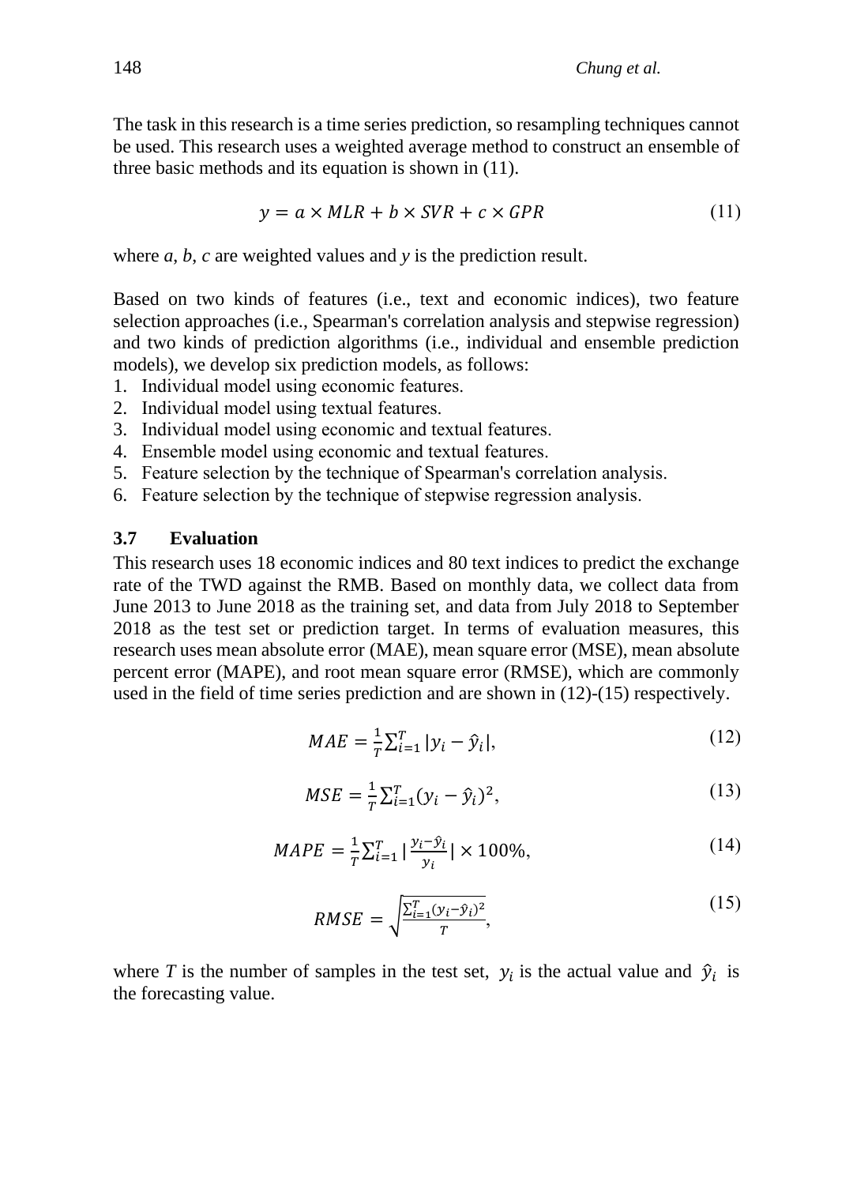The task in this research is a time series prediction, so resampling techniques cannot be used. This research uses a weighted average method to construct an ensemble of three basic methods and its equation is shown in (11).

$$y = a \times MLR + b \times SVR + c \times GPR \tag{11}$$

where *a*, *b*, *c* are weighted values and *y* is the prediction result.

Based on two kinds of features (i.e., text and economic indices), two feature selection approaches (i.e., Spearman's correlation analysis and stepwise regression) and two kinds of prediction algorithms (i.e., individual and ensemble prediction models), we develop six prediction models, as follows:

1. Individual model using economic features.
2. Individual model using textual features.
3. Individual model using economic and textual features.
4. Ensemble model using economic and textual features.
5. Feature selection by the technique of Spearman's correlation analysis.
6. Feature selection by the technique of stepwise regression analysis.

### 3.7 Evaluation

This research uses 18 economic indices and 80 text indices to predict the exchange rate of the TWD against the RMB. Based on monthly data, we collect data from June 2013 to June 2018 as the training set, and data from July 2018 to September 2018 as the test set or prediction target. In terms of evaluation measures, this research uses mean absolute error (MAE), mean square error (MSE), mean absolute percent error (MAPE), and root mean square error (RMSE), which are commonly used in the field of time series prediction and are shown in (12)-(15) respectively.

$$MAE = \frac{1}{T}\sum_{i=1}^{T}|y_i - \hat{y}_i|, \tag{12}$$

$$MSE = \frac{1}{T}\sum_{i=1}^{T}(y_i - \hat{y}_i)^2, \tag{13}$$

$$MAPE = \frac{1}{T}\sum_{i=1}^{T}\left|\frac{y_i - \hat{y}_i}{y_i}\right| \times 100\%, \tag{14}$$

$$RMSE = \sqrt{\frac{\sum_{i=1}^{T}(y_i - \hat{y}_i)^2}{T}}, \tag{15}$$

where $T$ is the number of samples in the test set, $y_i$ is the actual value and $\hat{y}_i$ is the forecasting value.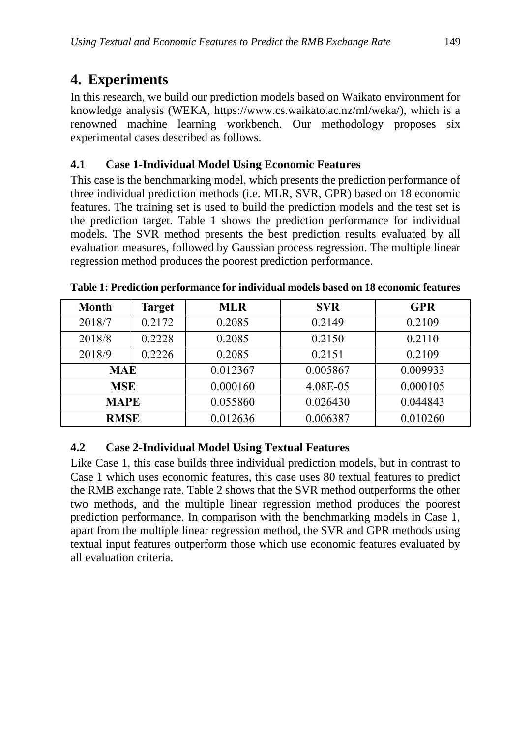## 4. Experiments

In this research, we build our prediction models based on Waikato environment for knowledge analysis (WEKA, https://www.cs.waikato.ac.nz/ml/weka/), which is a renowned machine learning workbench. Our methodology proposes six experimental cases described as follows.

### 4.1 Case 1-Individual Model Using Economic Features

This case is the benchmarking model, which presents the prediction performance of three individual prediction methods (i.e. MLR, SVR, GPR) based on 18 economic features. The training set is used to build the prediction models and the test set is the prediction target. Table 1 shows the prediction performance for individual models. The SVR method presents the best prediction results evaluated by all evaluation measures, followed by Gaussian process regression. The multiple linear regression method produces the poorest prediction performance.

**Table 1: Prediction performance for individual models based on 18 economic features**

| Month | Target | MLR | SVR | GPR |
|---|---|---|---|---|
| 2018/7 | 0.2172 | 0.2085 | 0.2149 | 0.2109 |
| 2018/8 | 0.2228 | 0.2085 | 0.2150 | 0.2110 |
| 2018/9 | 0.2226 | 0.2085 | 0.2151 | 0.2109 |
| **MAE** | | 0.012367 | 0.005867 | 0.009933 |
| **MSE** | | 0.000160 | 4.08E-05 | 0.000105 |
| **MAPE** | | 0.055860 | 0.026430 | 0.044843 |
| **RMSE** | | 0.012636 | 0.006387 | 0.010260 |

### 4.2 Case 2-Individual Model Using Textual Features

Like Case 1, this case builds three individual prediction models, but in contrast to Case 1 which uses economic features, this case uses 80 textual features to predict the RMB exchange rate. Table 2 shows that the SVR method outperforms the other two methods, and the multiple linear regression method produces the poorest prediction performance. In comparison with the benchmarking models in Case 1, apart from the multiple linear regression method, the SVR and GPR methods using textual input features outperform those which use economic features evaluated by all evaluation criteria.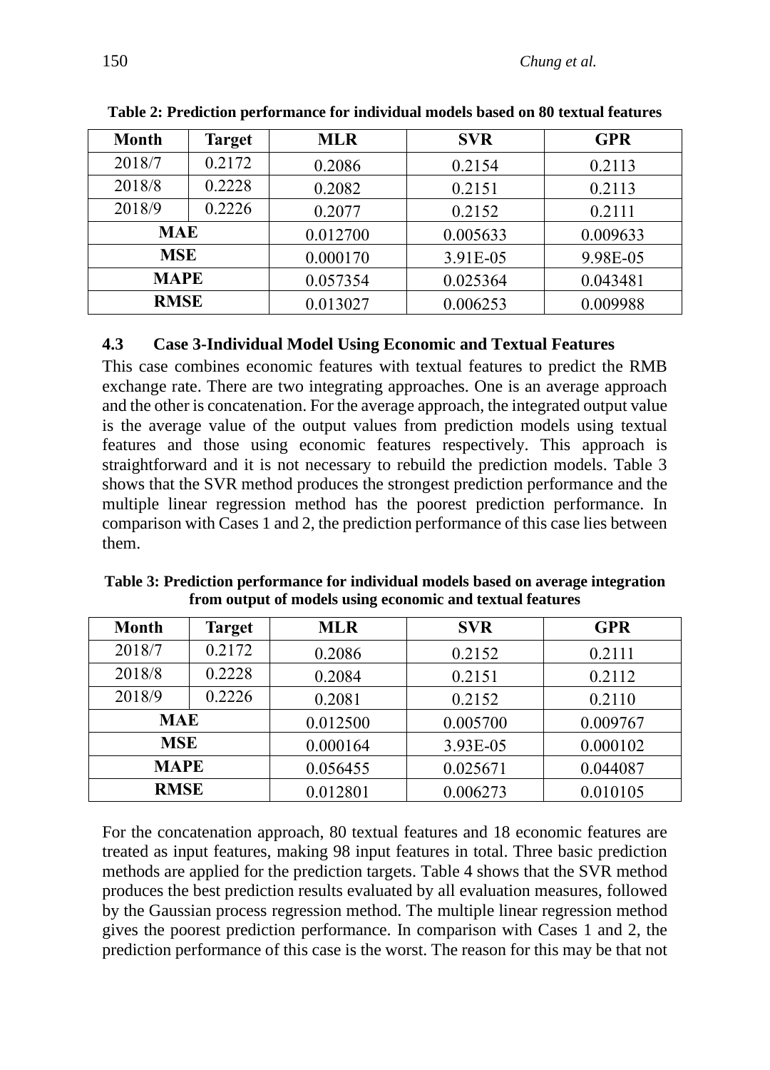**Table 2: Prediction performance for individual models based on 80 textual features**

| Month | Target | MLR | SVR | GPR |
|---|---|---|---|---|
| 2018/7 | 0.2172 | 0.2086 | 0.2154 | 0.2113 |
| 2018/8 | 0.2228 | 0.2082 | 0.2151 | 0.2113 |
| 2018/9 | 0.2226 | 0.2077 | 0.2152 | 0.2111 |
| MAE | | 0.012700 | 0.005633 | 0.009633 |
| MSE | | 0.000170 | 3.91E-05 | 9.98E-05 |
| MAPE | | 0.057354 | 0.025364 | 0.043481 |
| RMSE | | 0.013027 | 0.006253 | 0.009988 |

### 4.3 Case 3-Individual Model Using Economic and Textual Features

This case combines economic features with textual features to predict the RMB exchange rate. There are two integrating approaches. One is an average approach and the other is concatenation. For the average approach, the integrated output value is the average value of the output values from prediction models using textual features and those using economic features respectively. This approach is straightforward and it is not necessary to rebuild the prediction models. Table 3 shows that the SVR method produces the strongest prediction performance and the multiple linear regression method has the poorest prediction performance. In comparison with Cases 1 and 2, the prediction performance of this case lies between them.

**Table 3: Prediction performance for individual models based on average integration from output of models using economic and textual features**

| Month | Target | MLR | SVR | GPR |
|---|---|---|---|---|
| 2018/7 | 0.2172 | 0.2086 | 0.2152 | 0.2111 |
| 2018/8 | 0.2228 | 0.2084 | 0.2151 | 0.2112 |
| 2018/9 | 0.2226 | 0.2081 | 0.2152 | 0.2110 |
| MAE | | 0.012500 | 0.005700 | 0.009767 |
| MSE | | 0.000164 | 3.93E-05 | 0.000102 |
| MAPE | | 0.056455 | 0.025671 | 0.044087 |
| RMSE | | 0.012801 | 0.006273 | 0.010105 |

For the concatenation approach, 80 textual features and 18 economic features are treated as input features, making 98 input features in total. Three basic prediction methods are applied for the prediction targets. Table 4 shows that the SVR method produces the best prediction results evaluated by all evaluation measures, followed by the Gaussian process regression method. The multiple linear regression method gives the poorest prediction performance. In comparison with Cases 1 and 2, the prediction performance of this case is the worst. The reason for this may be that not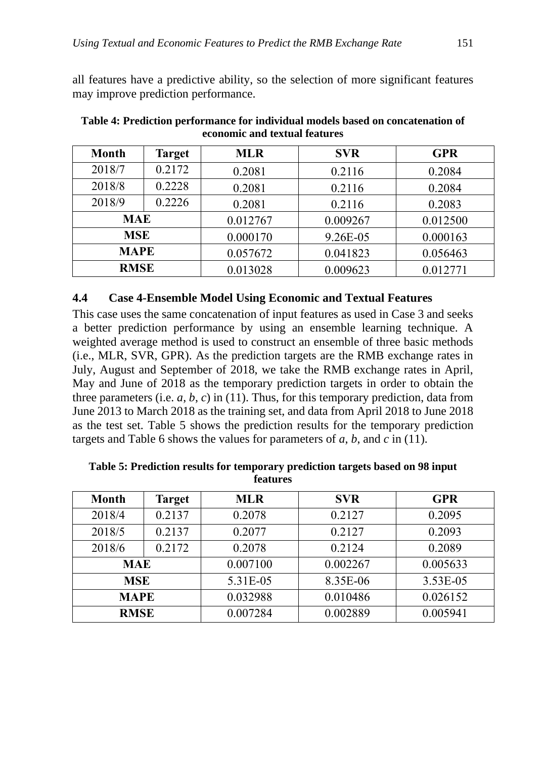all features have a predictive ability, so the selection of more significant features may improve prediction performance.

**Table 4: Prediction performance for individual models based on concatenation of economic and textual features**

| Month | Target | MLR | SVR | GPR |
|---|---|---|---|---|
| 2018/7 | 0.2172 | 0.2081 | 0.2116 | 0.2084 |
| 2018/8 | 0.2228 | 0.2081 | 0.2116 | 0.2084 |
| 2018/9 | 0.2226 | 0.2081 | 0.2116 | 0.2083 |
| **MAE** | | 0.012767 | 0.009267 | 0.012500 |
| **MSE** | | 0.000170 | 9.26E-05 | 0.000163 |
| **MAPE** | | 0.057672 | 0.041823 | 0.056463 |
| **RMSE** | | 0.013028 | 0.009623 | 0.012771 |

### 4.4 Case 4-Ensemble Model Using Economic and Textual Features

This case uses the same concatenation of input features as used in Case 3 and seeks a better prediction performance by using an ensemble learning technique. A weighted average method is used to construct an ensemble of three basic methods (i.e., MLR, SVR, GPR). As the prediction targets are the RMB exchange rates in July, August and September of 2018, we take the RMB exchange rates in April, May and June of 2018 as the temporary prediction targets in order to obtain the three parameters (i.e. $a$, $b$, $c$) in (11). Thus, for this temporary prediction, data from June 2013 to March 2018 as the training set, and data from April 2018 to June 2018 as the test set. Table 5 shows the prediction results for the temporary prediction targets and Table 6 shows the values for parameters of $a$, $b$, and $c$ in (11).

**Table 5: Prediction results for temporary prediction targets based on 98 input features**

| Month | Target | MLR | SVR | GPR |
|---|---|---|---|---|
| 2018/4 | 0.2137 | 0.2078 | 0.2127 | 0.2095 |
| 2018/5 | 0.2137 | 0.2077 | 0.2127 | 0.2093 |
| 2018/6 | 0.2172 | 0.2078 | 0.2124 | 0.2089 |
| **MAE** | | 0.007100 | 0.002267 | 0.005633 |
| **MSE** | | 5.31E-05 | 8.35E-06 | 3.53E-05 |
| **MAPE** | | 0.032988 | 0.010486 | 0.026152 |
| **RMSE** | | 0.007284 | 0.002889 | 0.005941 |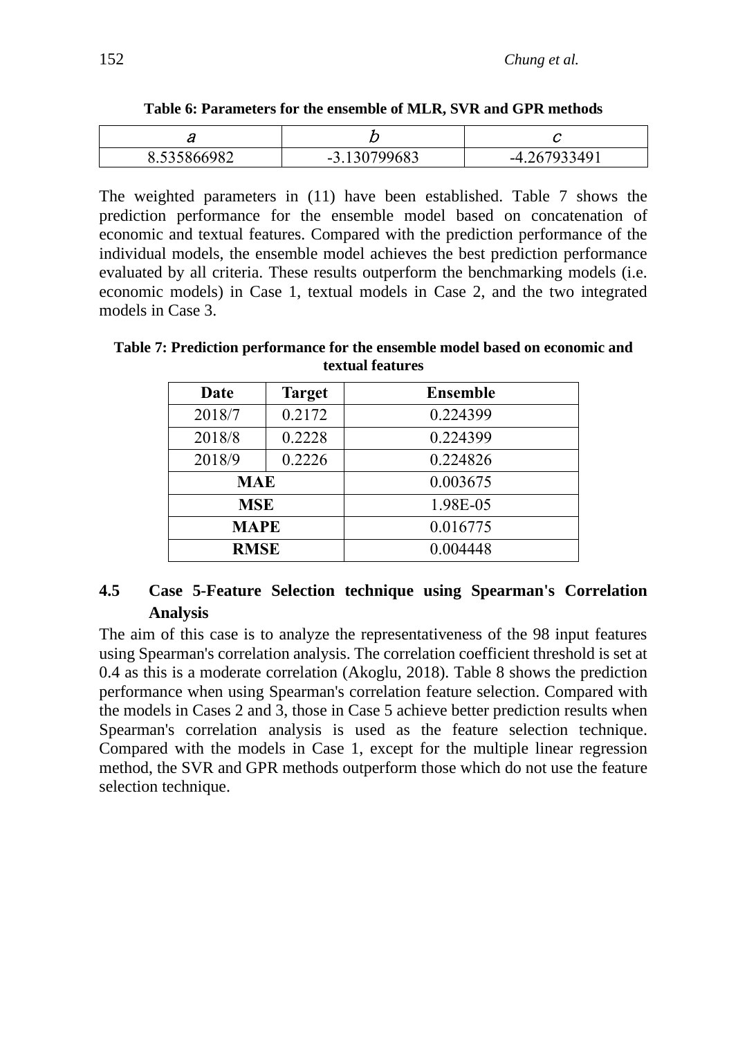**Table 6: Parameters for the ensemble of MLR, SVR and GPR methods**

| $a$ | $b$ | $c$ |
|---|---|---|
| 8.535866982 | -3.130799683 | -4.267933491 |

The weighted parameters in (11) have been established. Table 7 shows the prediction performance for the ensemble model based on concatenation of economic and textual features. Compared with the prediction performance of the individual models, the ensemble model achieves the best prediction performance evaluated by all criteria. These results outperform the benchmarking models (i.e. economic models) in Case 1, textual models in Case 2, and the two integrated models in Case 3.

**Table 7: Prediction performance for the ensemble model based on economic and textual features**

| Date | Target | Ensemble |
|---|---|---|
| 2018/7 | 0.2172 | 0.224399 |
| 2018/8 | 0.2228 | 0.224399 |
| 2018/9 | 0.2226 | 0.224826 |
| **MAE** | | 0.003675 |
| **MSE** | | 1.98E-05 |
| **MAPE** | | 0.016775 |
| **RMSE** | | 0.004448 |

### 4.5 Case 5-Feature Selection technique using Spearman's Correlation Analysis

The aim of this case is to analyze the representativeness of the 98 input features using Spearman's correlation analysis. The correlation coefficient threshold is set at 0.4 as this is a moderate correlation (Akoglu, 2018). Table 8 shows the prediction performance when using Spearman's correlation feature selection. Compared with the models in Cases 2 and 3, those in Case 5 achieve better prediction results when Spearman's correlation analysis is used as the feature selection technique. Compared with the models in Case 1, except for the multiple linear regression method, the SVR and GPR methods outperform those which do not use the feature selection technique.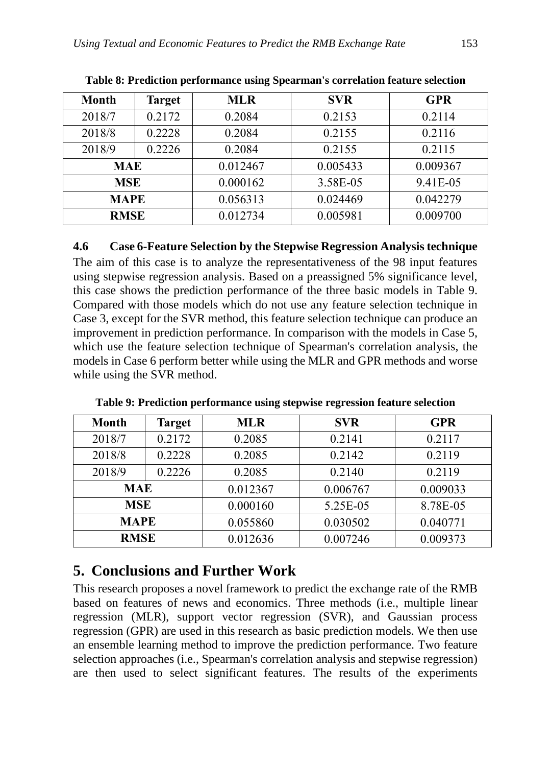**Table 8: Prediction performance using Spearman's correlation feature selection**

| Month | Target | MLR | SVR | GPR |
|---|---|---|---|---|
| 2018/7 | 0.2172 | 0.2084 | 0.2153 | 0.2114 |
| 2018/8 | 0.2228 | 0.2084 | 0.2155 | 0.2116 |
| 2018/9 | 0.2226 | 0.2084 | 0.2155 | 0.2115 |
| **MAE** | | 0.012467 | 0.005433 | 0.009367 |
| **MSE** | | 0.000162 | 3.58E-05 | 9.41E-05 |
| **MAPE** | | 0.056313 | 0.024469 | 0.042279 |
| **RMSE** | | 0.012734 | 0.005981 | 0.009700 |

### 4.6 Case 6-Feature Selection by the Stepwise Regression Analysis technique

The aim of this case is to analyze the representativeness of the 98 input features using stepwise regression analysis. Based on a preassigned 5% significance level, this case shows the prediction performance of the three basic models in Table 9. Compared with those models which do not use any feature selection technique in Case 3, except for the SVR method, this feature selection technique can produce an improvement in prediction performance. In comparison with the models in Case 5, which use the feature selection technique of Spearman's correlation analysis, the models in Case 6 perform better while using the MLR and GPR methods and worse while using the SVR method.

**Table 9: Prediction performance using stepwise regression feature selection**

| Month | Target | MLR | SVR | GPR |
|---|---|---|---|---|
| 2018/7 | 0.2172 | 0.2085 | 0.2141 | 0.2117 |
| 2018/8 | 0.2228 | 0.2085 | 0.2142 | 0.2119 |
| 2018/9 | 0.2226 | 0.2085 | 0.2140 | 0.2119 |
| **MAE** | | 0.012367 | 0.006767 | 0.009033 |
| **MSE** | | 0.000160 | 5.25E-05 | 8.78E-05 |
| **MAPE** | | 0.055860 | 0.030502 | 0.040771 |
| **RMSE** | | 0.012636 | 0.007246 | 0.009373 |

## 5. Conclusions and Further Work

This research proposes a novel framework to predict the exchange rate of the RMB based on features of news and economics. Three methods (i.e., multiple linear regression (MLR), support vector regression (SVR), and Gaussian process regression (GPR) are used in this research as basic prediction models. We then use an ensemble learning method to improve the prediction performance. Two feature selection approaches (i.e., Spearman's correlation analysis and stepwise regression) are then used to select significant features. The results of the experiments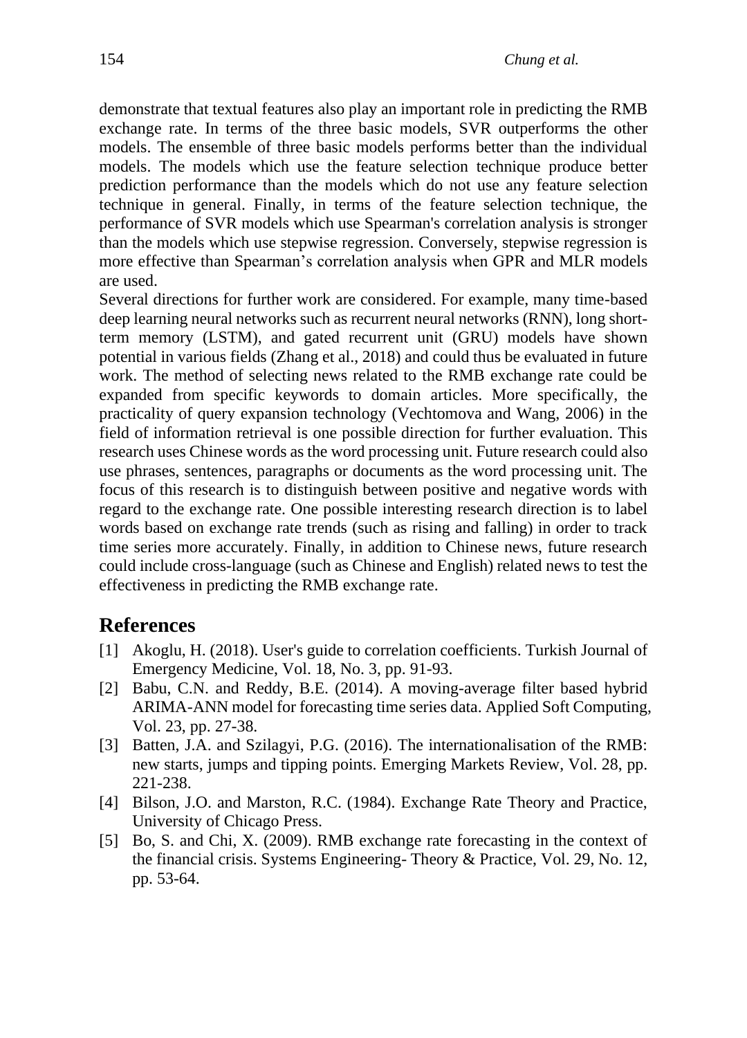demonstrate that textual features also play an important role in predicting the RMB exchange rate. In terms of the three basic models, SVR outperforms the other models. The ensemble of three basic models performs better than the individual models. The models which use the feature selection technique produce better prediction performance than the models which do not use any feature selection technique in general. Finally, in terms of the feature selection technique, the performance of SVR models which use Spearman's correlation analysis is stronger than the models which use stepwise regression. Conversely, stepwise regression is more effective than Spearman’s correlation analysis when GPR and MLR models are used.

Several directions for further work are considered. For example, many time-based deep learning neural networks such as recurrent neural networks (RNN), long short-term memory (LSTM), and gated recurrent unit (GRU) models have shown potential in various fields (Zhang et al., 2018) and could thus be evaluated in future work. The method of selecting news related to the RMB exchange rate could be expanded from specific keywords to domain articles. More specifically, the practicality of query expansion technology (Vechtomova and Wang, 2006) in the field of information retrieval is one possible direction for further evaluation. This research uses Chinese words as the word processing unit. Future research could also use phrases, sentences, paragraphs or documents as the word processing unit. The focus of this research is to distinguish between positive and negative words with regard to the exchange rate. One possible interesting research direction is to label words based on exchange rate trends (such as rising and falling) in order to track time series more accurately. Finally, in addition to Chinese news, future research could include cross-language (such as Chinese and English) related news to test the effectiveness in predicting the RMB exchange rate.

## References

[1] Akoglu, H. (2018). User's guide to correlation coefficients. Turkish Journal of Emergency Medicine, Vol. 18, No. 3, pp. 91-93.

[2] Babu, C.N. and Reddy, B.E. (2014). A moving-average filter based hybrid ARIMA-ANN model for forecasting time series data. Applied Soft Computing, Vol. 23, pp. 27-38.

[3] Batten, J.A. and Szilagyi, P.G. (2016). The internationalisation of the RMB: new starts, jumps and tipping points. Emerging Markets Review, Vol. 28, pp. 221-238.

[4] Bilson, J.O. and Marston, R.C. (1984). Exchange Rate Theory and Practice, University of Chicago Press.

[5] Bo, S. and Chi, X. (2009). RMB exchange rate forecasting in the context of the financial crisis. Systems Engineering- Theory & Practice, Vol. 29, No. 12, pp. 53-64.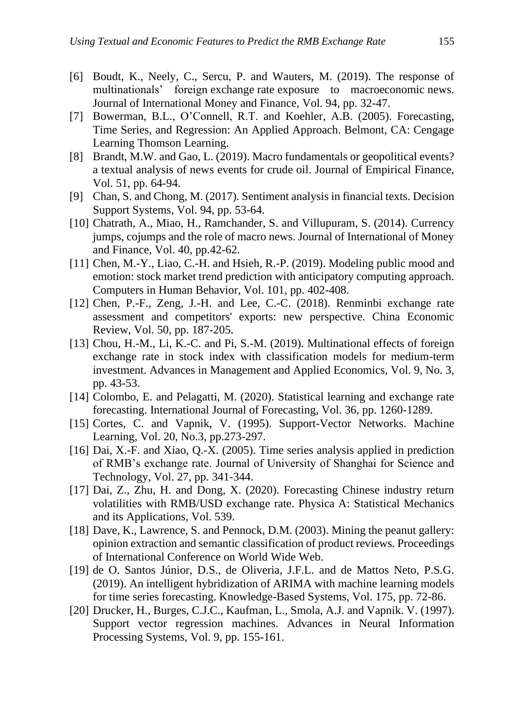[6] Boudt, K., Neely, C., Sercu, P. and Wauters, M. (2019). The response of multinationals' foreign exchange rate exposure to macroeconomic news. Journal of International Money and Finance, Vol. 94, pp. 32-47.

[7] Bowerman, B.L., O'Connell, R.T. and Koehler, A.B. (2005). Forecasting, Time Series, and Regression: An Applied Approach. Belmont, CA: Cengage Learning Thomson Learning.

[8] Brandt, M.W. and Gao, L. (2019). Macro fundamentals or geopolitical events? a textual analysis of news events for crude oil. Journal of Empirical Finance, Vol. 51, pp. 64-94.

[9] Chan, S. and Chong, M. (2017). Sentiment analysis in financial texts. Decision Support Systems, Vol. 94, pp. 53-64.

[10] Chatrath, A., Miao, H., Ramchander, S. and Villupuram, S. (2014). Currency jumps, cojumps and the role of macro news. Journal of International of Money and Finance, Vol. 40, pp.42-62.

[11] Chen, M.-Y., Liao, C.-H. and Hsieh, R.-P. (2019). Modeling public mood and emotion: stock market trend prediction with anticipatory computing approach. Computers in Human Behavior, Vol. 101, pp. 402-408.

[12] Chen, P.-F., Zeng, J.-H. and Lee, C.-C. (2018). Renminbi exchange rate assessment and competitors' exports: new perspective. China Economic Review, Vol. 50, pp. 187-205.

[13] Chou, H.-M., Li, K.-C. and Pi, S.-M. (2019). Multinational effects of foreign exchange rate in stock index with classification models for medium-term investment. Advances in Management and Applied Economics, Vol. 9, No. 3, pp. 43-53.

[14] Colombo, E. and Pelagatti, M. (2020). Statistical learning and exchange rate forecasting. International Journal of Forecasting, Vol. 36, pp. 1260-1289.

[15] Cortes, C. and Vapnik, V. (1995). Support-Vector Networks. Machine Learning, Vol. 20, No.3, pp.273-297.

[16] Dai, X.-F. and Xiao, Q.-X. (2005). Time series analysis applied in prediction of RMB's exchange rate. Journal of University of Shanghai for Science and Technology, Vol. 27, pp. 341-344.

[17] Dai, Z., Zhu, H. and Dong, X. (2020). Forecasting Chinese industry return volatilities with RMB/USD exchange rate. Physica A: Statistical Mechanics and its Applications, Vol. 539.

[18] Dave, K., Lawrence, S. and Pennock, D.M. (2003). Mining the peanut gallery: opinion extraction and semantic classification of product reviews. Proceedings of International Conference on World Wide Web.

[19] de O. Santos Júnior, D.S., de Oliveria, J.F.L. and de Mattos Neto, P.S.G. (2019). An intelligent hybridization of ARIMA with machine learning models for time series forecasting. Knowledge-Based Systems, Vol. 175, pp. 72-86.

[20] Drucker, H., Burges, C.J.C., Kaufman, L., Smola, A.J. and Vapnik. V. (1997). Support vector regression machines. Advances in Neural Information Processing Systems, Vol. 9, pp. 155-161.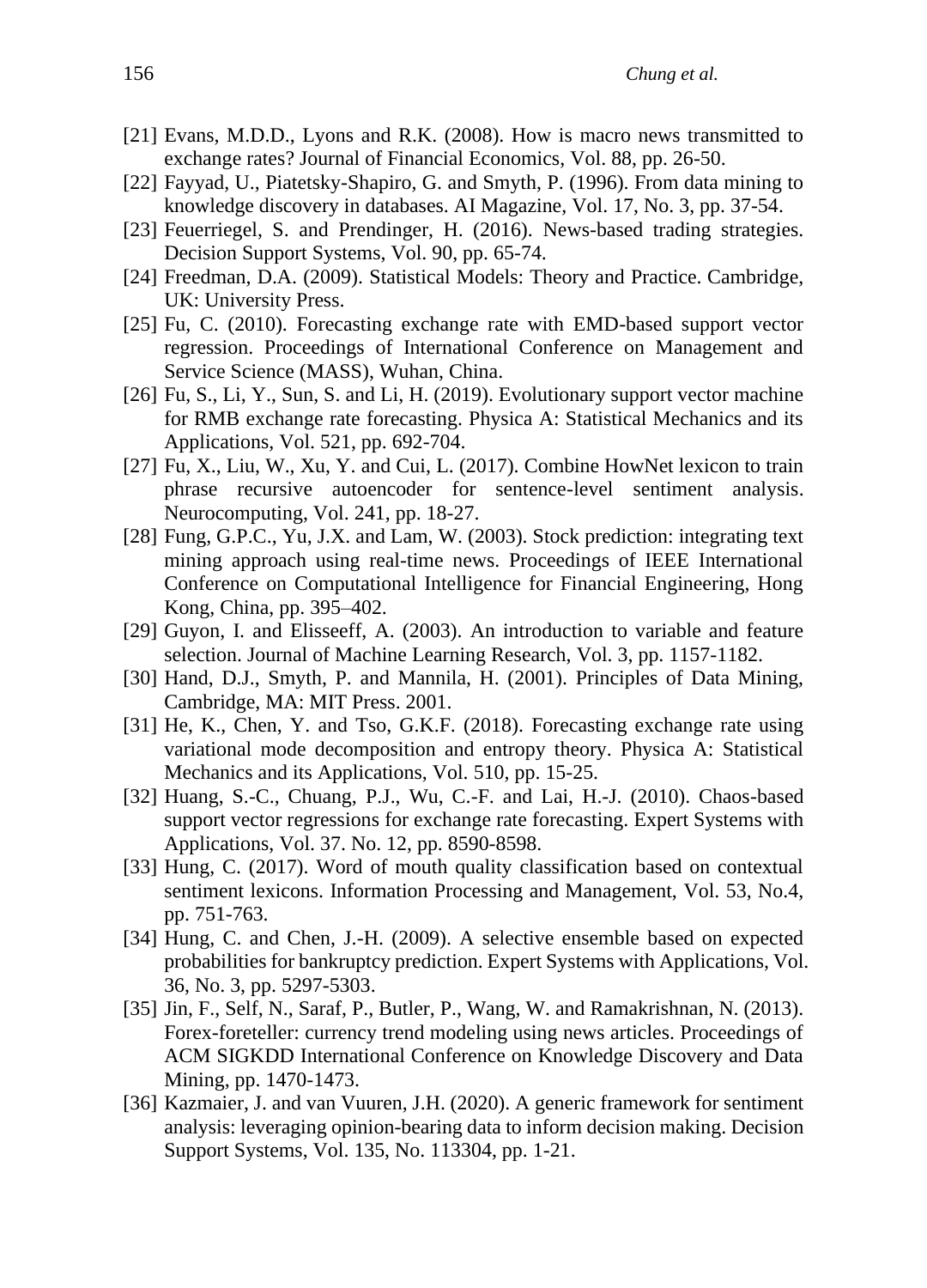[21] Evans, M.D.D., Lyons and R.K. (2008). How is macro news transmitted to exchange rates? Journal of Financial Economics, Vol. 88, pp. 26-50.

[22] Fayyad, U., Piatetsky-Shapiro, G. and Smyth, P. (1996). From data mining to knowledge discovery in databases. AI Magazine, Vol. 17, No. 3, pp. 37-54.

[23] Feuerriegel, S. and Prendinger, H. (2016). News-based trading strategies. Decision Support Systems, Vol. 90, pp. 65-74.

[24] Freedman, D.A. (2009). Statistical Models: Theory and Practice. Cambridge, UK: University Press.

[25] Fu, C. (2010). Forecasting exchange rate with EMD-based support vector regression. Proceedings of International Conference on Management and Service Science (MASS), Wuhan, China.

[26] Fu, S., Li, Y., Sun, S. and Li, H. (2019). Evolutionary support vector machine for RMB exchange rate forecasting. Physica A: Statistical Mechanics and its Applications, Vol. 521, pp. 692-704.

[27] Fu, X., Liu, W., Xu, Y. and Cui, L. (2017). Combine HowNet lexicon to train phrase recursive autoencoder for sentence-level sentiment analysis. Neurocomputing, Vol. 241, pp. 18-27.

[28] Fung, G.P.C., Yu, J.X. and Lam, W. (2003). Stock prediction: integrating text mining approach using real-time news. Proceedings of IEEE International Conference on Computational Intelligence for Financial Engineering, Hong Kong, China, pp. 395–402.

[29] Guyon, I. and Elisseeff, A. (2003). An introduction to variable and feature selection. Journal of Machine Learning Research, Vol. 3, pp. 1157-1182.

[30] Hand, D.J., Smyth, P. and Mannila, H. (2001). Principles of Data Mining, Cambridge, MA: MIT Press. 2001.

[31] He, K., Chen, Y. and Tso, G.K.F. (2018). Forecasting exchange rate using variational mode decomposition and entropy theory. Physica A: Statistical Mechanics and its Applications, Vol. 510, pp. 15-25.

[32] Huang, S.-C., Chuang, P.J., Wu, C.-F. and Lai, H.-J. (2010). Chaos-based support vector regressions for exchange rate forecasting. Expert Systems with Applications, Vol. 37. No. 12, pp. 8590-8598.

[33] Hung, C. (2017). Word of mouth quality classification based on contextual sentiment lexicons. Information Processing and Management, Vol. 53, No.4, pp. 751-763.

[34] Hung, C. and Chen, J.-H. (2009). A selective ensemble based on expected probabilities for bankruptcy prediction. Expert Systems with Applications, Vol. 36, No. 3, pp. 5297-5303.

[35] Jin, F., Self, N., Saraf, P., Butler, P., Wang, W. and Ramakrishnan, N. (2013). Forex-foreteller: currency trend modeling using news articles. Proceedings of ACM SIGKDD International Conference on Knowledge Discovery and Data Mining, pp. 1470-1473.

[36] Kazmaier, J. and van Vuuren, J.H. (2020). A generic framework for sentiment analysis: leveraging opinion-bearing data to inform decision making. Decision Support Systems, Vol. 135, No. 113304, pp. 1-21.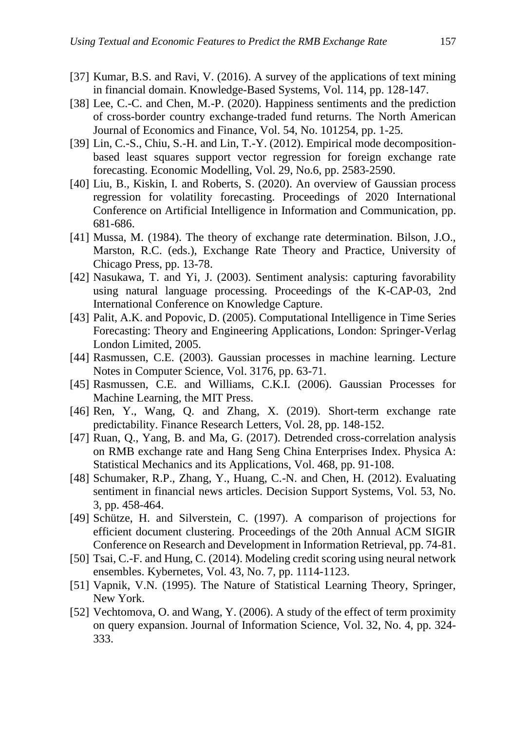[37] Kumar, B.S. and Ravi, V. (2016). A survey of the applications of text mining in financial domain. Knowledge-Based Systems, Vol. 114, pp. 128-147.

[38] Lee, C.-C. and Chen, M.-P. (2020). Happiness sentiments and the prediction of cross-border country exchange-traded fund returns. The North American Journal of Economics and Finance, Vol. 54, No. 101254, pp. 1-25.

[39] Lin, C.-S., Chiu, S.-H. and Lin, T.-Y. (2012). Empirical mode decomposition-based least squares support vector regression for foreign exchange rate forecasting. Economic Modelling, Vol. 29, No.6, pp. 2583-2590.

[40] Liu, B., Kiskin, I. and Roberts, S. (2020). An overview of Gaussian process regression for volatility forecasting. Proceedings of 2020 International Conference on Artificial Intelligence in Information and Communication, pp. 681-686.

[41] Mussa, M. (1984). The theory of exchange rate determination. Bilson, J.O., Marston, R.C. (eds.), Exchange Rate Theory and Practice, University of Chicago Press, pp. 13-78.

[42] Nasukawa, T. and Yi, J. (2003). Sentiment analysis: capturing favorability using natural language processing. Proceedings of the K-CAP-03, 2nd International Conference on Knowledge Capture.

[43] Palit, A.K. and Popovic, D. (2005). Computational Intelligence in Time Series Forecasting: Theory and Engineering Applications, London: Springer-Verlag London Limited, 2005.

[44] Rasmussen, C.E. (2003). Gaussian processes in machine learning. Lecture Notes in Computer Science, Vol. 3176, pp. 63-71.

[45] Rasmussen, C.E. and Williams, C.K.I. (2006). Gaussian Processes for Machine Learning, the MIT Press.

[46] Ren, Y., Wang, Q. and Zhang, X. (2019). Short-term exchange rate predictability. Finance Research Letters, Vol. 28, pp. 148-152.

[47] Ruan, Q., Yang, B. and Ma, G. (2017). Detrended cross-correlation analysis on RMB exchange rate and Hang Seng China Enterprises Index. Physica A: Statistical Mechanics and its Applications, Vol. 468, pp. 91-108.

[48] Schumaker, R.P., Zhang, Y., Huang, C.-N. and Chen, H. (2012). Evaluating sentiment in financial news articles. Decision Support Systems, Vol. 53, No. 3, pp. 458-464.

[49] Schütze, H. and Silverstein, C. (1997). A comparison of projections for efficient document clustering. Proceedings of the 20th Annual ACM SIGIR Conference on Research and Development in Information Retrieval, pp. 74-81.

[50] Tsai, C.-F. and Hung, C. (2014). Modeling credit scoring using neural network ensembles. Kybernetes, Vol. 43, No. 7, pp. 1114-1123.

[51] Vapnik, V.N. (1995). The Nature of Statistical Learning Theory, Springer, New York.

[52] Vechtomova, O. and Wang, Y. (2006). A study of the effect of term proximity on query expansion. Journal of Information Science, Vol. 32, No. 4, pp. 324-333.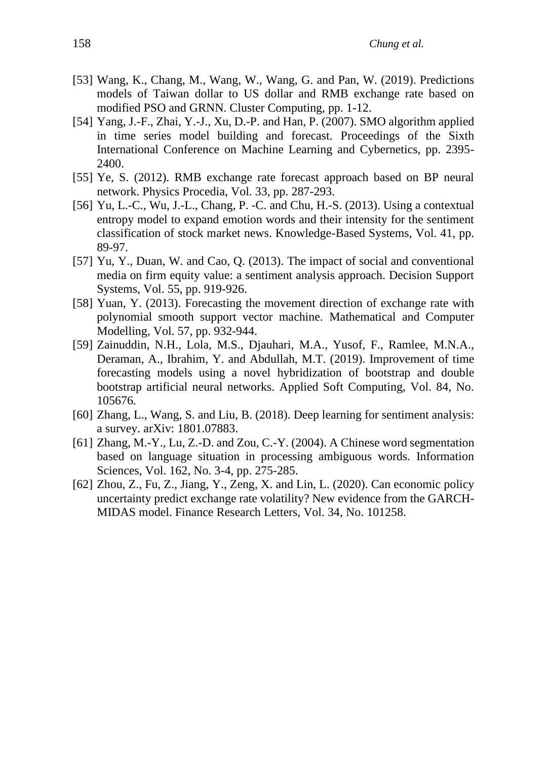[53] Wang, K., Chang, M., Wang, W., Wang, G. and Pan, W. (2019). Predictions models of Taiwan dollar to US dollar and RMB exchange rate based on modified PSO and GRNN. Cluster Computing, pp. 1-12.

[54] Yang, J.-F., Zhai, Y.-J., Xu, D.-P. and Han, P. (2007). SMO algorithm applied in time series model building and forecast. Proceedings of the Sixth International Conference on Machine Learning and Cybernetics, pp. 2395-2400.

[55] Ye, S. (2012). RMB exchange rate forecast approach based on BP neural network. Physics Procedia, Vol. 33, pp. 287-293.

[56] Yu, L.-C., Wu, J.-L., Chang, P. -C. and Chu, H.-S. (2013). Using a contextual entropy model to expand emotion words and their intensity for the sentiment classification of stock market news. Knowledge-Based Systems, Vol. 41, pp. 89-97.

[57] Yu, Y., Duan, W. and Cao, Q. (2013). The impact of social and conventional media on firm equity value: a sentiment analysis approach. Decision Support Systems, Vol. 55, pp. 919-926.

[58] Yuan, Y. (2013). Forecasting the movement direction of exchange rate with polynomial smooth support vector machine. Mathematical and Computer Modelling, Vol. 57, pp. 932-944.

[59] Zainuddin, N.H., Lola, M.S., Djauhari, M.A., Yusof, F., Ramlee, M.N.A., Deraman, A., Ibrahim, Y. and Abdullah, M.T. (2019). Improvement of time forecasting models using a novel hybridization of bootstrap and double bootstrap artificial neural networks. Applied Soft Computing, Vol. 84, No. 105676.

[60] Zhang, L., Wang, S. and Liu, B. (2018). Deep learning for sentiment analysis: a survey. arXiv: 1801.07883.

[61] Zhang, M.-Y., Lu, Z.-D. and Zou, C.-Y. (2004). A Chinese word segmentation based on language situation in processing ambiguous words. Information Sciences, Vol. 162, No. 3-4, pp. 275-285.

[62] Zhou, Z., Fu, Z., Jiang, Y., Zeng, X. and Lin, L. (2020). Can economic policy uncertainty predict exchange rate volatility? New evidence from the GARCH-MIDAS model. Finance Research Letters, Vol. 34, No. 101258.